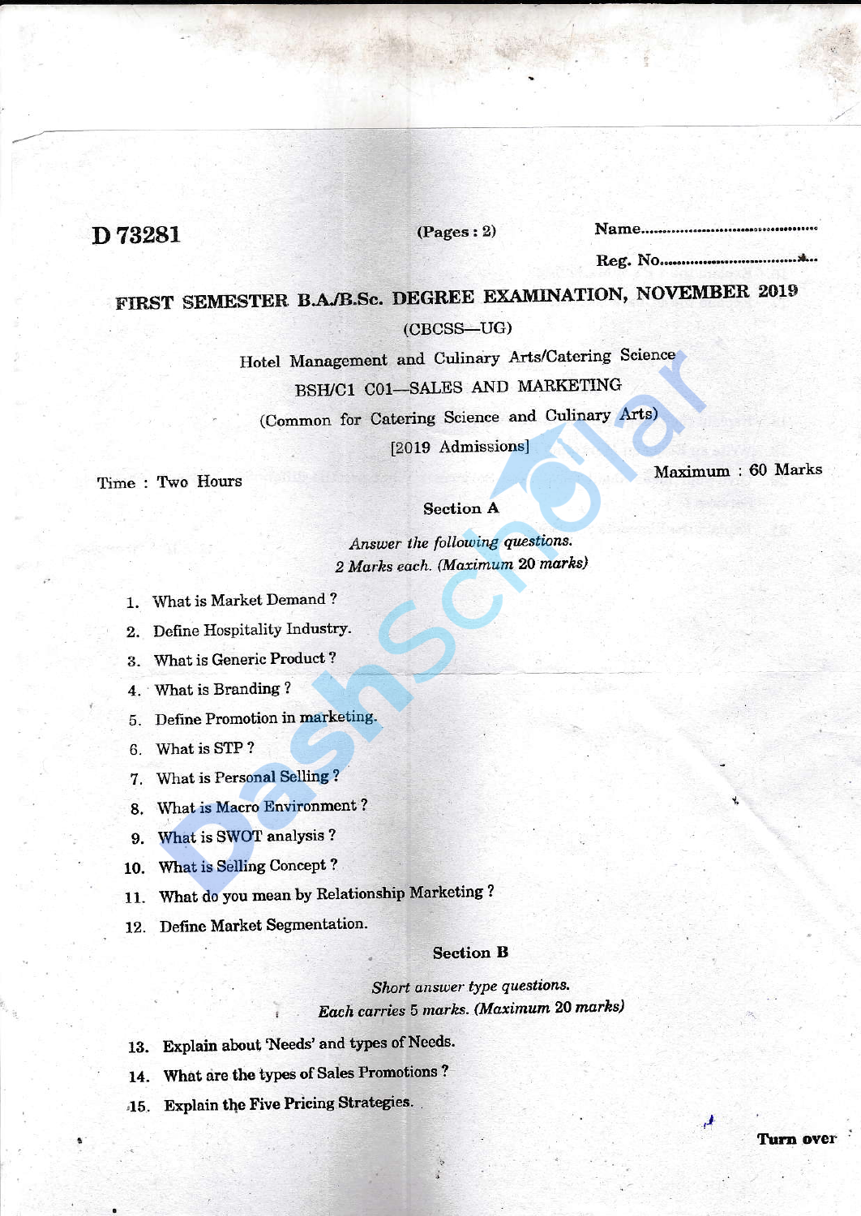**D 73281** (Pages : 2) Name..........................................

Reg. No..........................................

# FIRST SEMESTER B.A./B.Sc. DEGREE EXAMINATION, NOVEMBER 2019

(CBCSS—UG)

Hotel Management and Culinary Arts/Catering Science

BSH/C1 C01—SALES AND MARKETING

(Common for Catering Science and Culinary Arts)

[2019 Admissions]

Time : Two Hours Maximum : 60 Marks

## Section A

*Answer the following questions.*
*2 Marks each. (Maximum 20 marks)*

1. What is Market Demand ?
2. Define Hospitality Industry.
3. What is Generic Product ?
4. What is Branding ?
5. Define Promotion in marketing.
6. What is STP ?
7. What is Personal Selling ?
8. What is Macro Environment ?
9. What is SWOT analysis ?
10. What is Selling Concept ?
11. What do you mean by Relationship Marketing ?
12. Define Market Segmentation.

## Section B

*Short answer type questions.*
*Each carries 5 marks. (Maximum 20 marks)*

13. Explain about 'Needs' and types of Needs.
14. What are the types of Sales Promotions ?
15. Explain the Five Pricing Strategies.

**Turn over**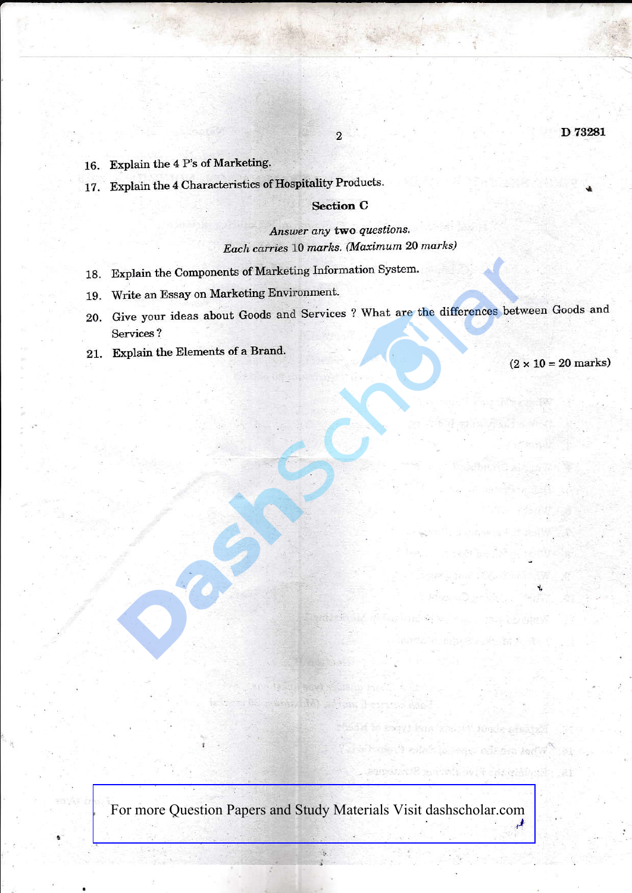16. Explain the 4 P's of Marketing.

17. Explain the 4 Characteristics of Hospitality Products.

## Section C

*Answer any* **two** *questions.*
*Each carries* 10 *marks. (Maximum* 20 *marks)*

18. Explain the Components of Marketing Information System.

19. Write an Essay on Marketing Environment.

20. Give your ideas about Goods and Services ? What are the differences between Goods and Services ?

21. Explain the Elements of a Brand.

(2 × 10 = 20 marks)

For more Question Papers and Study Materials Visit dashscholar.com